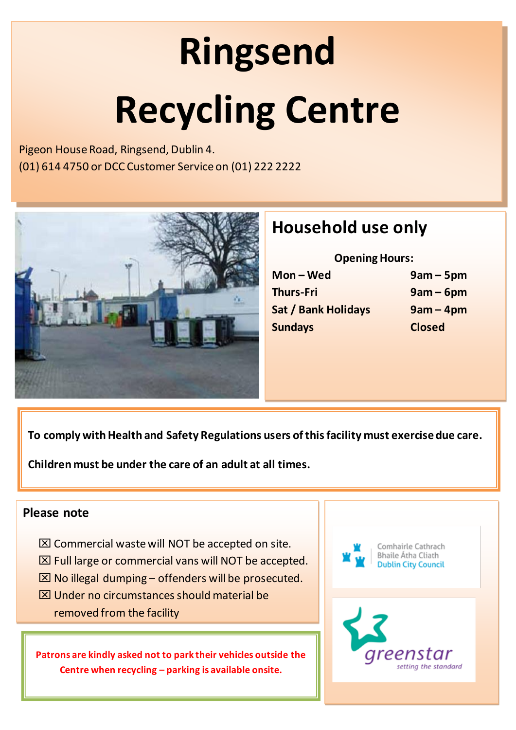# Ringsend Recycling Centre

Pigeon House Road, Ringsend, Dublin 4.
(01) 614 4750 or DCC Customer Service on (01) 222 2222

## Household use only

**Opening Hours:**

| | |
|---|---|
| **Mon – Wed** | **9am – 5pm** |
| **Thurs-Fri** | **9am – 6pm** |
| **Sat / Bank Holidays** | **9am – 4pm** |
| **Sundays** | **Closed** |

**To comply with Health and Safety Regulations users of this facility must exercise due care.**

**Children must be under the care of an adult at all times.**

### Please note

- ☒ Commercial waste will NOT be accepted on site.
- ☒ Full large or commercial vans will NOT be accepted.
- ☒ No illegal dumping – offenders will be prosecuted.
- ☒ Under no circumstances should material be removed from the facility

**Patrons are kindly asked not to park their vehicles outside the Centre when recycling – parking is available onsite.**

Comhairle Cathrach Bhaile Átha Cliath
Dublin City Council

greenstar
setting the standard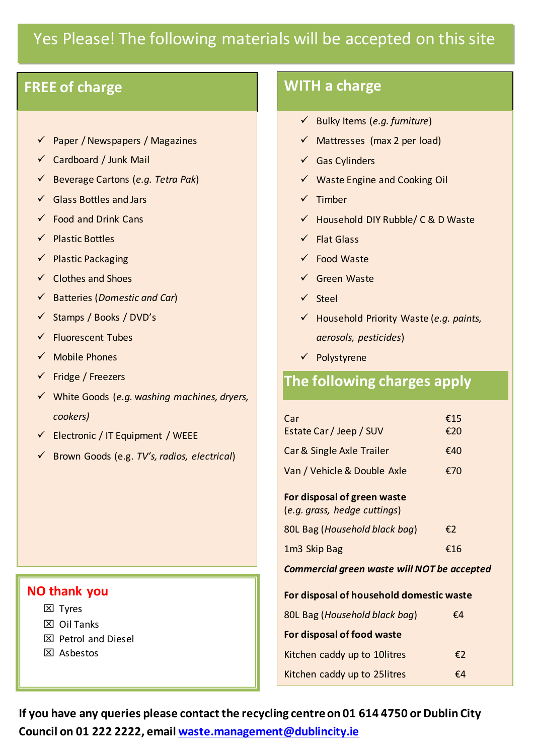# Yes Please! The following materials will be accepted on this site

## FREE of charge

- ✓ Paper / Newspapers / Magazines
- ✓ Cardboard / Junk Mail
- ✓ Beverage Cartons (*e.g. Tetra Pak*)
- ✓ Glass Bottles and Jars
- ✓ Food and Drink Cans
- ✓ Plastic Bottles
- ✓ Plastic Packaging
- ✓ Clothes and Shoes
- ✓ Batteries (*Domestic and Car*)
- ✓ Stamps / Books / DVD's
- ✓ Fluorescent Tubes
- ✓ Mobile Phones
- ✓ Fridge / Freezers
- ✓ White Goods (*e.g. washing machines, dryers, cookers)*
- ✓ Electronic / IT Equipment / WEEE
- ✓ Brown Goods (e.g. *TV's, radios, electrical*)

## NO thank you

- ☒ Tyres
- ☒ Oil Tanks
- ☒ Petrol and Diesel
- ☒ Asbestos

## WITH a charge

- ✓ Bulky Items (*e.g. furniture*)
- ✓ Mattresses (max 2 per load)
- ✓ Gas Cylinders
- ✓ Waste Engine and Cooking Oil
- ✓ Timber
- ✓ Household DIY Rubble/ C & D Waste
- ✓ Flat Glass
- ✓ Food Waste
- ✓ Green Waste
- ✓ Steel
- ✓ Household Priority Waste (*e.g. paints, aerosols, pesticides*)
- ✓ Polystyrene

## The following charges apply

| | |
|---|---|
| Car | €15 |
| Estate Car / Jeep / SUV | €20 |
| Car & Single Axle Trailer | €40 |
| Van / Vehicle & Double Axle | €70 |

**For disposal of green waste**
(*e.g. grass, hedge cuttings*)

| | |
|---|---|
| 80L Bag (*Household black bag*) | €2 |
| 1m3 Skip Bag | €16 |

***Commercial green waste will NOT be accepted***

**For disposal of household domestic waste**

| | |
|---|---|
| 80L Bag (*Household black bag*) | €4 |

**For disposal of food waste**

| | |
|---|---|
| Kitchen caddy up to 10litres | €2 |
| Kitchen caddy up to 25litres | €4 |

**If you have any queries please contact the recycling centre on 01 614 4750 or Dublin City Council on 01 222 2222, email waste.management@dublincity.ie**